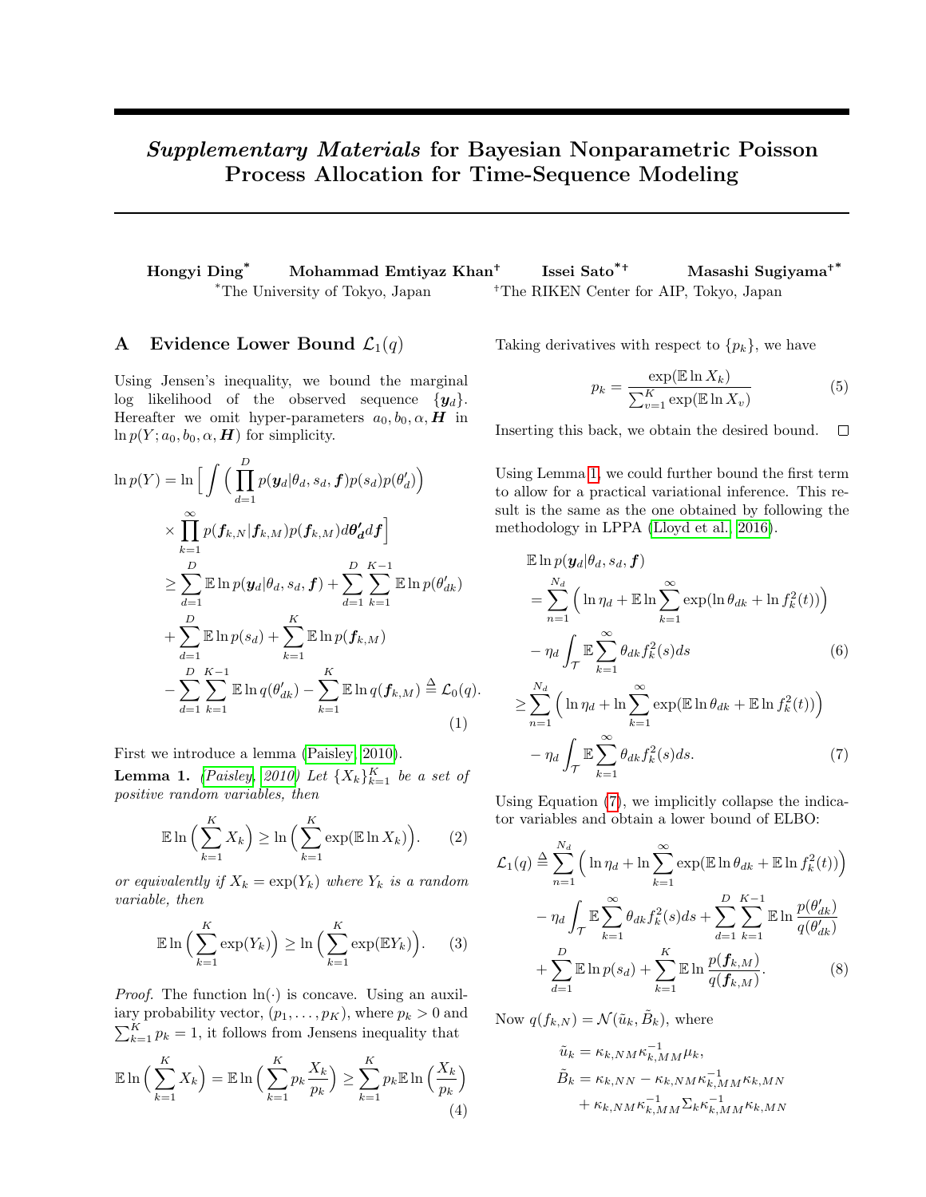# *Supplementary Materials* for Bayesian Nonparametric Poisson Process Allocation for Time-Sequence Modeling

**Hongyi Ding**[*] **Mohammad Emtiyaz Khan**[†] **Issei Sato**[*†] **Masashi Sugiyama**[†*]

[*]The University of Tokyo, Japan [†]The RIKEN Center for AIP, Tokyo, Japan

## A Evidence Lower Bound $\mathcal{L}_1(q)$

Using Jensen's inequality, we bound the marginal log likelihood of the observed sequence $\{\boldsymbol{y}_d\}$. Hereafter we omit hyper-parameters $a_0, b_0, \alpha, \boldsymbol{H}$ in $\ln p(Y; a_0, b_0, \alpha, \boldsymbol{H})$ for simplicity.

$$
\begin{aligned}
\ln p(Y) &= \ln \Big[ \int \Big( \prod_{d=1}^{D} p(\boldsymbol{y}_d|\theta_d, s_d, \boldsymbol{f}) p(s_d) p(\theta'_d) \Big) \\
&\quad \times \prod_{k=1}^{\infty} p(\boldsymbol{f}_{k,N}|\boldsymbol{f}_{k,M}) p(\boldsymbol{f}_{k,M}) d\boldsymbol{\theta'_d} d\boldsymbol{f} \Big] \\
&\geq \sum_{d=1}^{D} \mathbb{E} \ln p(\boldsymbol{y}_d|\theta_d, s_d, \boldsymbol{f}) + \sum_{d=1}^{D} \sum_{k=1}^{K-1} \mathbb{E} \ln p(\theta'_{dk}) \\
&\quad + \sum_{d=1}^{D} \mathbb{E} \ln p(s_d) + \sum_{k=1}^{K} \mathbb{E} \ln p(\boldsymbol{f}_{k,M}) \\
&\quad - \sum_{d=1}^{D} \sum_{k=1}^{K-1} \mathbb{E} \ln q(\theta'_{dk}) - \sum_{k=1}^{K} \mathbb{E} \ln q(\boldsymbol{f}_{k,M}) \triangleq \mathcal{L}_0(q).
\end{aligned} \tag{1}
$$

First we introduce a lemma (Paisley, 2010).

**Lemma 1.** *(Paisley, 2010) Let $\{X_k\}_{k=1}^K$ be a set of positive random variables, then*

$$
\mathbb{E} \ln \Big( \sum_{k=1}^{K} X_k \Big) \geq \ln \Big( \sum_{k=1}^{K} \exp(\mathbb{E} \ln X_k) \Big). \tag{2}
$$

*or equivalently if $X_k = \exp(Y_k)$ where $Y_k$ is a random variable, then*

$$
\mathbb{E} \ln \Big( \sum_{k=1}^{K} \exp(Y_k) \Big) \geq \ln \Big( \sum_{k=1}^{K} \exp(\mathbb{E} Y_k) \Big). \tag{3}
$$

*Proof.* The function $\ln(\cdot)$ is concave. Using an auxiliary probability vector, $(p_1, \ldots, p_K)$, where $p_k > 0$ and $\sum_{k=1}^K p_k = 1$, it follows from Jensens inequality that

$$
\mathbb{E} \ln \Big( \sum_{k=1}^{K} X_k \Big) = \mathbb{E} \ln \Big( \sum_{k=1}^{K} p_k \frac{X_k}{p_k} \Big) \geq \sum_{k=1}^{K} p_k \mathbb{E} \ln \Big( \frac{X_k}{p_k} \Big) \tag{4}
$$

Taking derivatives with respect to $\{p_k\}$, we have

$$
p_k = \frac{\exp(\mathbb{E} \ln X_k)}{\sum_{v=1}^{K} \exp(\mathbb{E} \ln X_v)} \tag{5}
$$

Inserting this back, we obtain the desired bound. $\square$

Using Lemma 1, we could further bound the first term to allow for a practical variational inference. This result is the same as the one obtained by following the methodology in LPPA (Lloyd et al., 2016).

$$
\begin{aligned}
&\mathbb{E} \ln p(\boldsymbol{y}_d|\theta_d, s_d, \boldsymbol{f}) \\
&\quad = \sum_{n=1}^{N_d} \Big( \ln \eta_d + \mathbb{E} \ln \sum_{k=1}^{\infty} \exp(\ln \theta_{dk} + \ln f_k^2(t)) \Big) \\
&\quad\quad - \eta_d \int_{\mathcal{T}} \mathbb{E} \sum_{k=1}^{\infty} \theta_{dk} f_k^2(s) ds
\end{aligned} \tag{6}
$$

$$
\begin{aligned}
&\geq \sum_{n=1}^{N_d} \Big( \ln \eta_d + \ln \sum_{k=1}^{\infty} \exp(\mathbb{E} \ln \theta_{dk} + \mathbb{E} \ln f_k^2(t)) \Big) \\
&\quad - \eta_d \int_{\mathcal{T}} \mathbb{E} \sum_{k=1}^{\infty} \theta_{dk} f_k^2(s) ds.
\end{aligned} \tag{7}
$$

Using Equation (7), we implicitly collapse the indicator variables and obtain a lower bound of ELBO:

$$
\begin{aligned}
\mathcal{L}_1(q) &\triangleq \sum_{n=1}^{N_d} \Big( \ln \eta_d + \ln \sum_{k=1}^{\infty} \exp(\mathbb{E} \ln \theta_{dk} + \mathbb{E} \ln f_k^2(t)) \Big) \\
&\quad - \eta_d \int_{\mathcal{T}} \mathbb{E} \sum_{k=1}^{\infty} \theta_{dk} f_k^2(s) ds + \sum_{d=1}^{D} \sum_{k=1}^{K-1} \mathbb{E} \ln \frac{p(\theta'_{dk})}{q(\theta'_{dk})} \\
&\quad + \sum_{d=1}^{D} \mathbb{E} \ln p(s_d) + \sum_{k=1}^{K} \mathbb{E} \ln \frac{p(\boldsymbol{f}_{k,M})}{q(\boldsymbol{f}_{k,M})}.
\end{aligned} \tag{8}
$$

Now $q(f_{k,N}) = \mathcal{N}(\tilde{u}_k, \tilde{B}_k)$, where

$$
\begin{aligned}
\tilde{u}_k &= \kappa_{k,NM} \kappa_{k,MM}^{-1} \mu_k, \\
\tilde{B}_k &= \kappa_{k,NN} - \kappa_{k,NM} \kappa_{k,MM}^{-1} \kappa_{k,MN} \\
&\quad + \kappa_{k,NM} \kappa_{k,MM}^{-1} \Sigma_k \kappa_{k,MM}^{-1} \kappa_{k,MN}
\end{aligned}
$$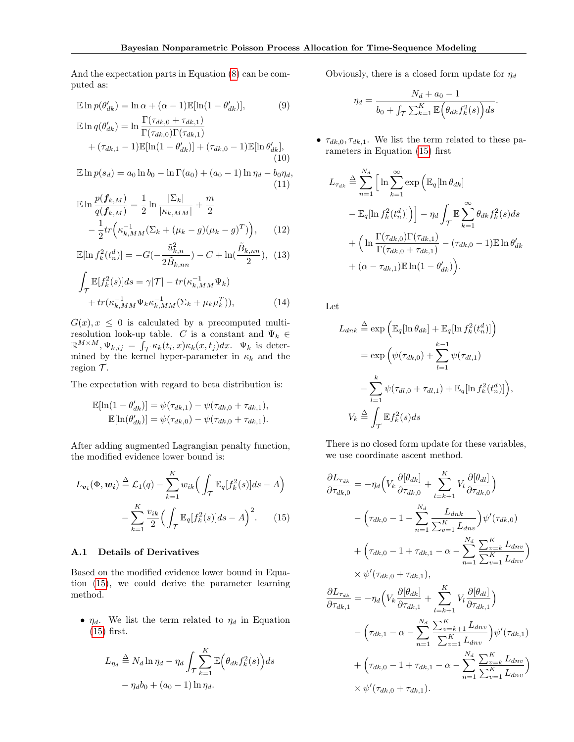And the expectation parts in Equation (8) can be computed as:

$$\mathbb{E}\ln p(\theta'_{dk}) = \ln\alpha + (\alpha-1)\mathbb{E}[\ln(1-\theta'_{dk})], \tag{9}$$

$$\mathbb{E}\ln q(\theta'_{dk}) = \ln\frac{\Gamma(\tau_{dk,0}+\tau_{dk,1})}{\Gamma(\tau_{dk,0})\Gamma(\tau_{dk,1})} + (\tau_{dk,1}-1)\mathbb{E}[\ln(1-\theta'_{dk})] + (\tau_{dk,0}-1)\mathbb{E}[\ln\theta'_{dk}], \tag{10}$$

$$\mathbb{E}\ln p(s_d) = a_0\ln b_0 - \ln\Gamma(a_0) + (a_0-1)\ln\eta_d - b_0\eta_d, \tag{11}$$

$$\mathbb{E}\ln\frac{p(\boldsymbol{f}_{k,M})}{q(\boldsymbol{f}_{k,M})} = \frac{1}{2}\ln\frac{|\Sigma_k|}{|\kappa_{k,MM}|} + \frac{m}{2} - \frac{1}{2}tr\Big(\kappa_{k,MM}^{-1}(\Sigma_k + (\mu_k - g)(\mu_k - g)^T)\Big), \tag{12}$$

$$\mathbb{E}[\ln f_k^2(t_n^d)] = -G(-\frac{\tilde{u}_{k,n}^2}{2\tilde{B}_{k,nn}}) - C + \ln(\frac{\tilde{B}_{k,nn}}{2}), \tag{13}$$

$$\int_{\mathcal{T}}\mathbb{E}[f_k^2(s)]ds = \gamma|\mathcal{T}| - tr(\kappa_{k,MM}^{-1}\Psi_k) + tr(\kappa_{k,MM}^{-1}\Psi_k\kappa_{k,MM}^{-1}(\Sigma_k + \mu_k\mu_k^T)), \tag{14}$$

$G(x), x \le 0$ is calculated by a precomputed multi-resolution look-up table. $C$ is a constant and $\Psi_k \in \mathbb{R}^{M\times M}, \Psi_{k,ij} = \int_{\mathcal{T}}\kappa_k(t_i,x)\kappa_k(x,t_j)dx$. $\Psi_k$ is determined by the kernel hyper-parameter in $\kappa_k$ and the region $\mathcal{T}$.

The expectation with regard to beta distribution is:

$$\mathbb{E}[\ln(1-\theta'_{dk})] = \psi(\tau_{dk,1}) - \psi(\tau_{dk,0}+\tau_{dk,1}),$$
$$\mathbb{E}[\ln(\theta'_{dk})] = \psi(\tau_{dk,0}) - \psi(\tau_{dk,0}+\tau_{dk,1}).$$

After adding augmented Lagrangian penalty function, the modified evidence lower bound is:

$$L_{\boldsymbol{v_i}}(\Phi,\boldsymbol{w_i}) \triangleq \mathcal{L}_1(q) - \sum_{k=1}^K w_{ik}\Big(\int_{\mathcal{T}}\mathbb{E}_q[f_k^2(s)]ds - A\Big) - \sum_{k=1}^K\frac{v_{ik}}{2}\Big(\int_{\mathcal{T}}\mathbb{E}_q[f_k^2(s)]ds - A\Big)^2. \tag{15}$$

### A.1 Details of Derivatives

Based on the modified evidence lower bound in Equation (15), we could derive the parameter learning method.

- $\eta_d$. We list the term related to $\eta_d$ in Equation (15) first.

$$L_{\eta_d} \triangleq N_d\ln\eta_d - \eta_d\int_{\mathcal{T}}\sum_{k=1}^K\mathbb{E}\Big(\theta_{dk}f_k^2(s)\Big)ds - \eta_d b_0 + (a_0-1)\ln\eta_d.$$

Obviously, there is a closed form update for $\eta_d$

$$\eta_d = \frac{N_d + a_0 - 1}{b_0 + \int_{\mathcal{T}}\sum_{k=1}^K\mathbb{E}\Big(\theta_{dk}f_k^2(s)\Big)ds}.$$

- $\tau_{dk,0},\tau_{dk,1}$. We list the term related to these parameters in Equation (15) first

$$L_{\tau_{dk}} \triangleq \sum_{n=1}^{N_d}\Big[\ln\sum_{k=1}^{\infty}\exp\Big(\mathbb{E}_q[\ln\theta_{dk}] - \mathbb{E}_q[\ln f_k^2(t_n^d)]\Big)\Big] - \eta_d\int_{\mathcal{T}}\mathbb{E}\sum_{k=1}^{\infty}\theta_{dk}f_k^2(s)ds + \Big(\ln\frac{\Gamma(\tau_{dk,0})\Gamma(\tau_{dk,1})}{\Gamma(\tau_{dk,0}+\tau_{dk,1})} - (\tau_{dk,0}-1)\mathbb{E}\ln\theta'_{dk} + (\alpha-\tau_{dk,1})\mathbb{E}\ln(1-\theta'_{dk})\Big).$$

Let

$$L_{dnk} \triangleq \exp\Big(\mathbb{E}_q[\ln\theta_{dk}] + \mathbb{E}_q[\ln f_k^2(t_n^d)]\Big) = \exp\Big(\psi(\tau_{dk,0}) + \sum_{l=1}^{k-1}\psi(\tau_{dl,1}) - \sum_{l=1}^{k}\psi(\tau_{dl,0}+\tau_{dl,1}) + \mathbb{E}_q[\ln f_k^2(t_n^d)]\Big),$$

$$V_k \triangleq \int_{\mathcal{T}}\mathbb{E}f_k^2(s)ds$$

There is no closed form update for these variables, we use coordinate ascent method.

$$\frac{\partial L_{\tau_{dk}}}{\partial\tau_{dk,0}} = -\eta_d\Big(V_k\frac{\partial[\theta_{dk}]}{\partial\tau_{dk,0}} + \sum_{l=k+1}^K V_l\frac{\partial[\theta_{dl}]}{\partial\tau_{dk,0}}\Big) - \Big(\tau_{dk,0} - 1 - \sum_{n=1}^{N_d}\frac{L_{dnk}}{\sum_{v=1}^K L_{dnv}}\Big)\psi'(\tau_{dk,0}) + \Big(\tau_{dk,0} - 1 + \tau_{dk,1} - \alpha - \sum_{n=1}^{N_d}\frac{\sum_{v=k}^K L_{dnv}}{\sum_{v=1}^K L_{dnv}}\Big)\times\psi'(\tau_{dk,0}+\tau_{dk,1}),$$

$$\frac{\partial L_{\tau_{dk}}}{\partial\tau_{dk,1}} = -\eta_d\Big(V_k\frac{\partial[\theta_{dk}]}{\partial\tau_{dk,1}} + \sum_{l=k+1}^K V_l\frac{\partial[\theta_{dl}]}{\partial\tau_{dk,1}}\Big) - \Big(\tau_{dk,1} - \alpha - \sum_{n=1}^{N_d}\frac{\sum_{v=k+1}^K L_{dnv}}{\sum_{v=1}^K L_{dnv}}\Big)\psi'(\tau_{dk,1}) + \Big(\tau_{dk,0} - 1 + \tau_{dk,1} - \alpha - \sum_{n=1}^{N_d}\frac{\sum_{v=k}^K L_{dnv}}{\sum_{v=1}^K L_{dnv}}\Big)\times\psi'(\tau_{dk,0}+\tau_{dk,1}).$$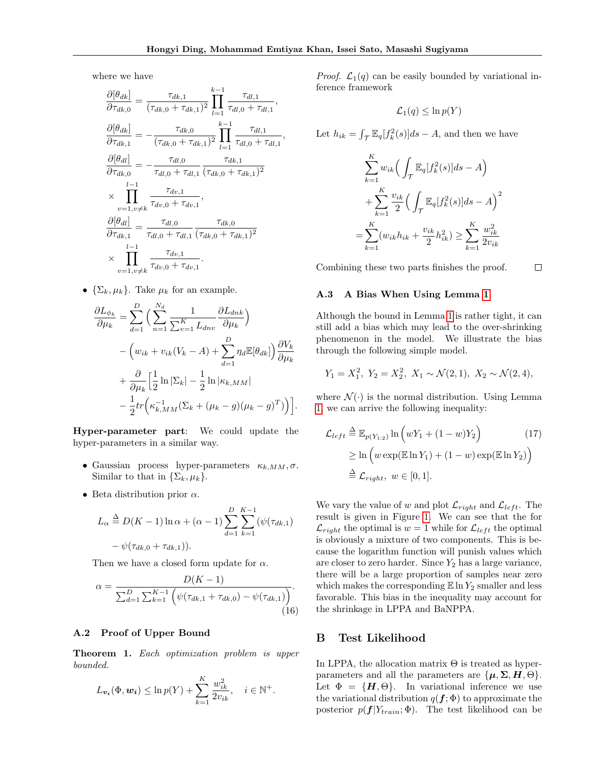where we have

$$\frac{\partial[\theta_{dk}]}{\partial\tau_{dk,0}} = \frac{\tau_{dk,1}}{(\tau_{dk,0}+\tau_{dk,1})^2}\prod_{l=1}^{k-1}\frac{\tau_{dl,1}}{\tau_{dl,0}+\tau_{dl,1}},$$

$$\frac{\partial[\theta_{dk}]}{\partial\tau_{dk,1}} = -\frac{\tau_{dk,0}}{(\tau_{dk,0}+\tau_{dk,1})^2}\prod_{l=1}^{k-1}\frac{\tau_{dl,1}}{\tau_{dl,0}+\tau_{dl,1}},$$

$$\frac{\partial[\theta_{dl}]}{\partial\tau_{dk,0}} = -\frac{\tau_{dl,0}}{\tau_{dl,0}+\tau_{dl,1}}\frac{\tau_{dk,1}}{(\tau_{dk,0}+\tau_{dk,1})^2} \times \prod_{v=1,v\neq k}^{l-1}\frac{\tau_{dv,1}}{\tau_{dv,0}+\tau_{dv,1}},$$

$$\frac{\partial[\theta_{dl}]}{\partial\tau_{dk,1}} = \frac{\tau_{dl,0}}{\tau_{dl,0}+\tau_{dl,1}}\frac{\tau_{dk,0}}{(\tau_{dk,0}+\tau_{dk,1})^2} \times \prod_{v=1,v\neq k}^{l-1}\frac{\tau_{dv,1}}{\tau_{dv,0}+\tau_{dv,1}}.$$

- $\{\Sigma_k, \mu_k\}$. Take $\mu_k$ for an example.

$$\begin{aligned}\frac{\partial L_{\phi_k}}{\partial\mu_k} &= \sum_{d=1}^{D}\Big(\sum_{n=1}^{N_d}\frac{1}{\sum_{v=1}^{K}L_{dnv}}\frac{\partial L_{dnk}}{\partial\mu_k}\Big) \\ &- \Big(w_{ik} + v_{ik}(V_k - A) + \sum_{d=1}^{D}\eta_d\mathbb{E}[\theta_{dk}]\Big)\frac{\partial V_k}{\partial\mu_k} \\ &+ \frac{\partial}{\partial\mu_k}\Big[\frac{1}{2}\ln|\Sigma_k| - \frac{1}{2}\ln|\kappa_{k,MM}| \\ &- \frac{1}{2}tr\Big(\kappa_{k,MM}^{-1}(\Sigma_k + (\mu_k - g)(\mu_k - g)^T)\Big)\Big].\end{aligned}$$

**Hyper-parameter part**: We could update the hyper-parameters in a similar way.

- Gaussian process hyper-parameters $\kappa_{k,MM}, \sigma$. Similar to that in $\{\Sigma_k, \mu_k\}$.
- Beta distribution prior $\alpha$.

$$L_\alpha \triangleq D(K-1)\ln\alpha + (\alpha-1)\sum_{d=1}^{D}\sum_{k=1}^{K-1}(\psi(\tau_{dk,1}) - \psi(\tau_{dk,0}+\tau_{dk,1})).$$

Then we have a closed form update for $\alpha$.

$$\alpha = \frac{D(K-1)}{\sum_{d=1}^{D}\sum_{k=1}^{K-1}\Big(\psi(\tau_{dk,1}+\tau_{dk,0}) - \psi(\tau_{dk,1})\Big)}. \tag{16}$$

### A.2 Proof of Upper Bound

**Theorem 1.** *Each optimization problem is upper bounded.*

$$L_{\boldsymbol{v_i}}(\Phi, \boldsymbol{w_i}) \leq \ln p(Y) + \sum_{k=1}^{K}\frac{w_{ik}^2}{2v_{ik}}, \quad i \in \mathbb{N}^+.$$

*Proof.* $\mathcal{L}_1(q)$ can be easily bounded by variational inference framework

$$\mathcal{L}_1(q) \leq \ln p(Y)$$

Let $h_{ik} = \int_{\mathcal{T}}\mathbb{E}_q[f_k^2(s)]ds - A$, and then we have

$$\begin{aligned}&\sum_{k=1}^{K}w_{ik}\Big(\int_{\mathcal{T}}\mathbb{E}_q[f_k^2(s)]ds - A\Big) \\ &+ \sum_{k=1}^{K}\frac{v_{ik}}{2}\Big(\int_{\mathcal{T}}\mathbb{E}_q[f_k^2(s)]ds - A\Big)^2 \\ &= \sum_{k=1}^{K}(w_{ik}h_{ik} + \frac{v_{ik}}{2}h_{ik}^2) \geq \sum_{k=1}^{K}\frac{w_{ik}^2}{2v_{ik}}\end{aligned}$$

Combining these two parts finishes the proof. □

### A.3 A Bias When Using Lemma 1

Although the bound in Lemma 1 is rather tight, it can still add a bias which may lead to the over-shrinking phenomenon in the model. We illustrate the bias through the following simple model.

$$Y_1 = X_1^2,\ Y_2 = X_2^2,\ X_1 \sim \mathcal{N}(2,1),\ X_2 \sim \mathcal{N}(2,4),$$

where $\mathcal{N}(\cdot)$ is the normal distribution. Using Lemma 1, we can arrive the following inequality:

$$\begin{aligned}\mathcal{L}_{left} &\triangleq \mathbb{E}_{p(Y_{1:2})}\ln\Big(wY_1 + (1-w)Y_2\Big) \\ &\geq \ln\Big(w\exp(\mathbb{E}\ln Y_1) + (1-w)\exp(\mathbb{E}\ln Y_2)\Big) \\ &\triangleq \mathcal{L}_{right},\ w\in[0,1].\end{aligned} \tag{17}$$

We vary the value of $w$ and plot $\mathcal{L}_{right}$ and $\mathcal{L}_{left}$. The result is given in Figure 1. We can see that the for $\mathcal{L}_{right}$ the optimal is $w = 1$ while for $\mathcal{L}_{left}$ the optimal is obviously a mixture of two components. This is because the logarithm function will punish values which are closer to zero harder. Since $Y_2$ has a large variance, there will be a large proportion of samples near zero which makes the corresponding $\mathbb{E}\ln Y_2$ smaller and less favorable. This bias in the inequality may account for the shrinkage in LPPA and BaNPPA.

## B Test Likelihood

In LPPA, the allocation matrix $\Theta$ is treated as hyper-parameters and all the parameters are $\{\boldsymbol{\mu}, \boldsymbol{\Sigma}, \boldsymbol{H}, \Theta\}$. Let $\Phi = \{\boldsymbol{H}, \Theta\}$. In variational inference we use the variational distribution $q(\boldsymbol{f};\Phi)$ to approximate the posterior $p(\boldsymbol{f}|Y_{train};\Phi)$. The test likelihood can be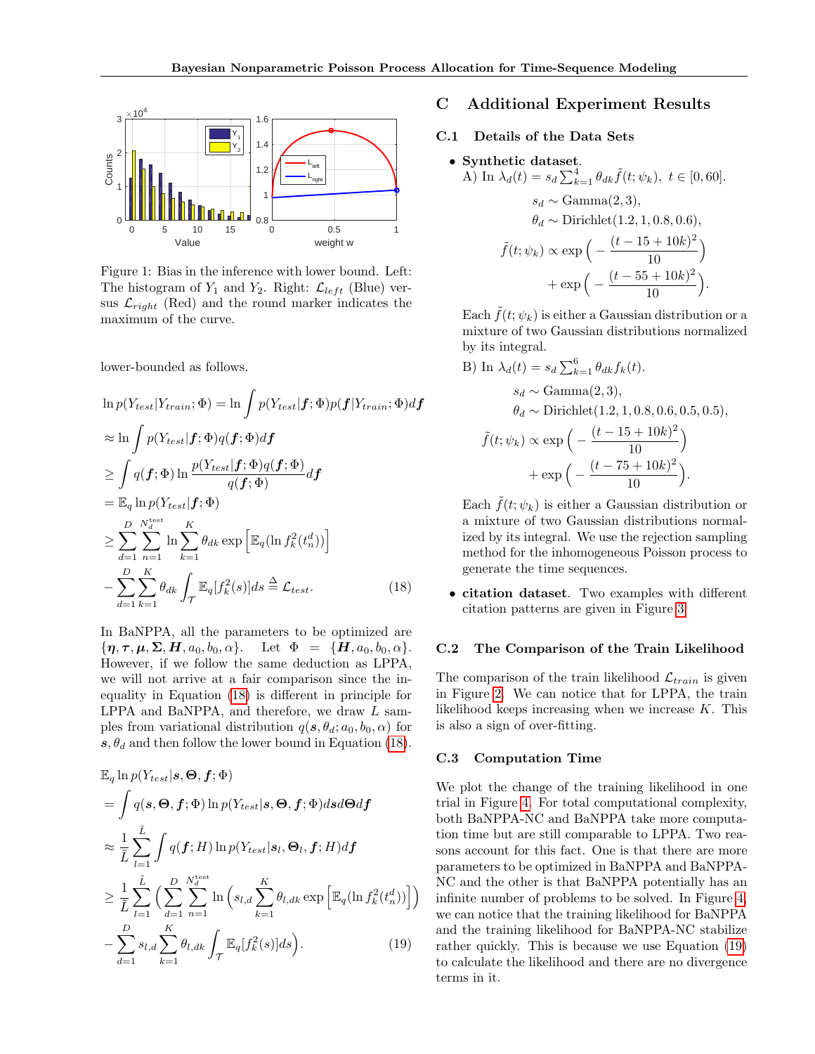Figure 1: Bias in the inference with lower bound. Left: The histogram of $Y_1$ and $Y_2$. Right: $\mathcal{L}_{left}$ (Blue) versus $\mathcal{L}_{right}$ (Red) and the round marker indicates the maximum of the curve.

lower-bounded as follows.

$$
\begin{aligned}
&\ln p(Y_{test}|Y_{train};\Phi) = \ln \int p(Y_{test}|\boldsymbol{f};\Phi)p(\boldsymbol{f}|Y_{train};\Phi)d\boldsymbol{f} \\
&\approx \ln \int p(Y_{test}|\boldsymbol{f};\Phi)q(\boldsymbol{f};\Phi)d\boldsymbol{f} \\
&\geq \int q(\boldsymbol{f};\Phi) \ln \frac{p(Y_{test}|\boldsymbol{f};\Phi)q(\boldsymbol{f};\Phi)}{q(\boldsymbol{f};\Phi)} d\boldsymbol{f} \\
&= \mathbb{E}_q \ln p(Y_{test}|\boldsymbol{f};\Phi) \\
&\geq \sum_{d=1}^{D} \sum_{n=1}^{N_d^{\text{test}}} \ln \sum_{k=1}^{K} \theta_{dk} \exp\left[\mathbb{E}_q(\ln f_k^2(t_n^d))\right] \\
&- \sum_{d=1}^{D} \sum_{k=1}^{K} \theta_{dk} \int_{\mathcal{T}} \mathbb{E}_q[f_k^2(s)]ds \triangleq \mathcal{L}_{test}. \qquad (18)
\end{aligned}
$$

In BaNPPA, all the parameters to be optimized are $\{\boldsymbol{\eta}, \boldsymbol{\tau}, \boldsymbol{\mu}, \boldsymbol{\Sigma}, \boldsymbol{H}, a_0, b_0, \alpha\}$. Let $\Phi = \{\boldsymbol{H}, a_0, b_0, \alpha\}$. However, if we follow the same deduction as LPPA, we will not arrive at a fair comparison since the inequality in Equation (18) is different in principle for LPPA and BaNPPA, and therefore, we draw $L$ samples from variational distribution $q(\boldsymbol{s}, \theta_d; a_0, b_0, \alpha)$ for $\boldsymbol{s}, \theta_d$ and then follow the lower bound in Equation (18).

$$
\begin{aligned}
&\mathbb{E}_q \ln p(Y_{test}|\boldsymbol{s}, \boldsymbol{\Theta}, \boldsymbol{f};\Phi) \\
&= \int q(\boldsymbol{s}, \boldsymbol{\Theta}, \boldsymbol{f};\Phi) \ln p(Y_{test}|\boldsymbol{s}, \boldsymbol{\Theta}, \boldsymbol{f};\Phi) d\boldsymbol{s} d\boldsymbol{\Theta} d\boldsymbol{f} \\
&\approx \frac{1}{\tilde{L}} \sum_{l=1}^{\tilde{L}} \int q(\boldsymbol{f};H) \ln p(Y_{test}|\boldsymbol{s}_l, \boldsymbol{\Theta}_l, \boldsymbol{f};H) d\boldsymbol{f} \\
&\geq \frac{1}{\tilde{L}} \sum_{l=1}^{\tilde{L}} \Big( \sum_{d=1}^{D} \sum_{n=1}^{N_d^{\text{test}}} \ln \Big( s_{l,d} \sum_{k=1}^{K} \theta_{l,dk} \exp\left[\mathbb{E}_q(\ln f_k^2(t_n^d))\right] \Big) \\
&- \sum_{d=1}^{D} s_{l,d} \sum_{k=1}^{K} \theta_{l,dk} \int_{\mathcal{T}} \mathbb{E}_q[f_k^2(s)]ds \Big). \qquad (19)
\end{aligned}
$$

# C Additional Experiment Results

## C.1 Details of the Data Sets

- **Synthetic dataset.**
  A) In $\lambda_d(t) = s_d \sum_{k=1}^{4} \theta_{dk} \tilde{f}(t;\psi_k),\ t \in [0, 60]$.

  $$
  \begin{aligned}
  s_d &\sim \text{Gamma}(2, 3), \\
  \theta_d &\sim \text{Dirichlet}(1.2, 1, 0.8, 0.6), \\
  \tilde{f}(t;\psi_k) &\propto \exp\Big(-\frac{(t-15+10k)^2}{10}\Big) \\
  &+ \exp\Big(-\frac{(t-55+10k)^2}{10}\Big).
  \end{aligned}
  $$

  Each $\tilde{f}(t;\psi_k)$ is either a Gaussian distribution or a mixture of two Gaussian distributions normalized by its integral.

  B) In $\lambda_d(t) = s_d \sum_{k=1}^{6} \theta_{dk} f_k(t)$.

  $$
  \begin{aligned}
  s_d &\sim \text{Gamma}(2, 3), \\
  \theta_d &\sim \text{Dirichlet}(1.2, 1, 0.8, 0.6, 0.5, 0.5), \\
  \tilde{f}(t;\psi_k) &\propto \exp\Big(-\frac{(t-15+10k)^2}{10}\Big) \\
  &+ \exp\Big(-\frac{(t-75+10k)^2}{10}\Big).
  \end{aligned}
  $$

  Each $\tilde{f}(t;\psi_k)$ is either a Gaussian distribution or a mixture of two Gaussian distributions normalized by its integral. We use the rejection sampling method for the inhomogeneous Poisson process to generate the time sequences.

- **citation dataset**. Two examples with different citation patterns are given in Figure 3.

## C.2 The Comparison of the Train Likelihood

The comparison of the train likelihood $\mathcal{L}_{train}$ is given in Figure 2. We can notice that for LPPA, the train likelihood keeps increasing when we increase $K$. This is also a sign of over-fitting.

## C.3 Computation Time

We plot the change of the training likelihood in one trial in Figure 4. For total computational complexity, both BaNPPA-NC and BaNPPA take more computation time but are still comparable to LPPA. Two reasons account for this fact. One is that there are more parameters to be optimized in BaNPPA and BaNPPA-NC and the other is that BaNPPA potentially has an infinite number of problems to be solved. In Figure 4, we can notice that the training likelihood for BaNPPA and the training likelihood for BaNPPA-NC stabilize rather quickly. This is because we use Equation (19) to calculate the likelihood and there are no divergence terms in it.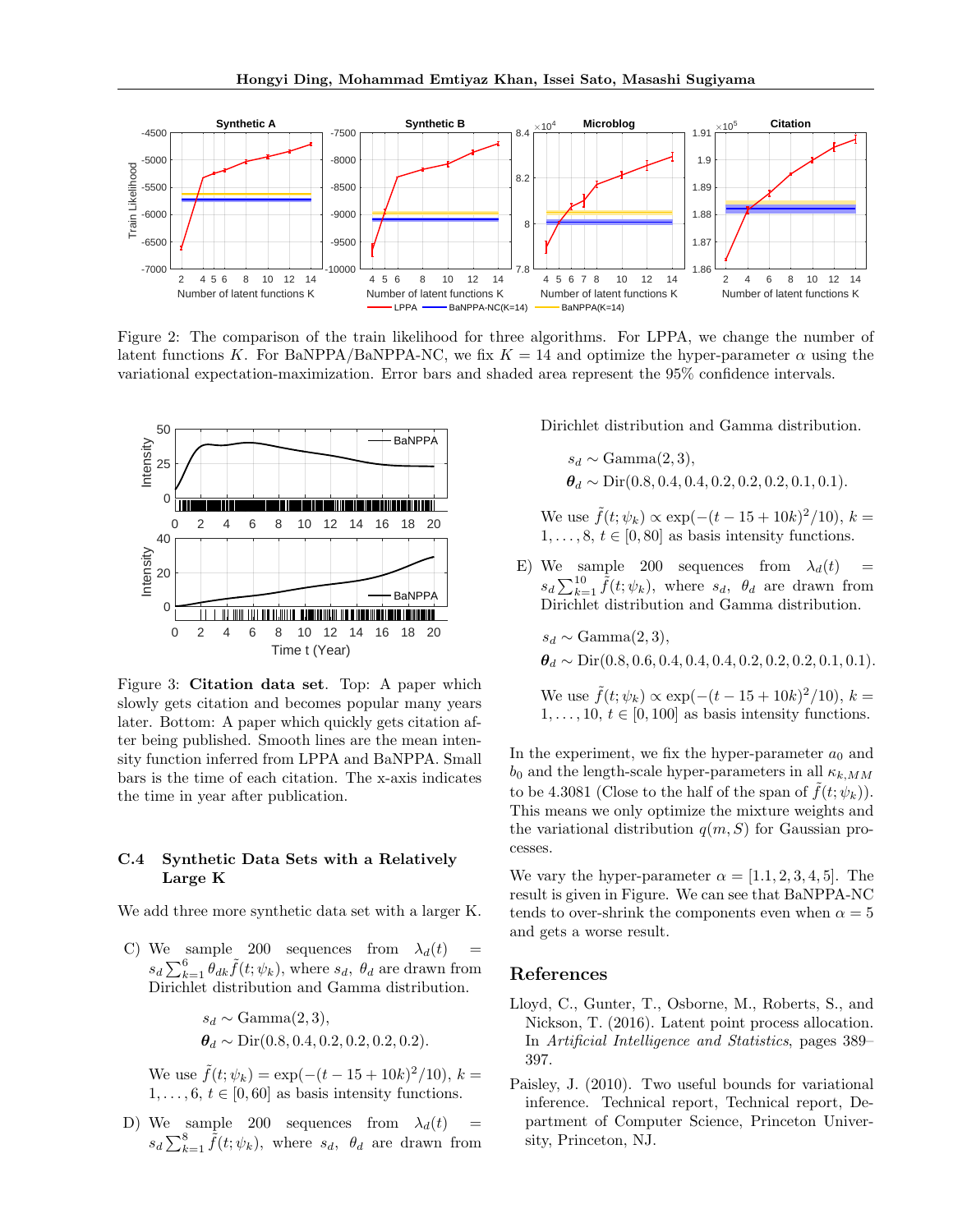Figure 2: The comparison of the train likelihood for three algorithms. For LPPA, we change the number of latent functions $K$. For BaNPPA/BaNPPA-NC, we fix $K = 14$ and optimize the hyper-parameter $\alpha$ using the variational expectation-maximization. Error bars and shaded area represent the 95% confidence intervals.

Figure 3: **Citation data set**. Top: A paper which slowly gets citation and becomes popular many years later. Bottom: A paper which quickly gets citation after being published. Smooth lines are the mean intensity function inferred from LPPA and BaNPPA. Small bars is the time of each citation. The x-axis indicates the time in year after publication.

### C.4 Synthetic Data Sets with a Relatively Large K

We add three more synthetic data set with a larger K.

C) We sample 200 sequences from $\lambda_d(t) = s_d \sum_{k=1}^{6} \theta_{dk} \tilde{f}(t; \psi_k)$, where $s_d$, $\theta_d$ are drawn from Dirichlet distribution and Gamma distribution.

$$s_d \sim \text{Gamma}(2, 3),$$
$$\boldsymbol{\theta}_d \sim \text{Dir}(0.8, 0.4, 0.2, 0.2, 0.2, 0.2).$$

We use $\tilde{f}(t; \psi_k) = \exp(-(t - 15 + 10k)^2/10)$, $k = 1, \ldots, 6$, $t \in [0, 60]$ as basis intensity functions.

D) We sample 200 sequences from $\lambda_d(t) = s_d \sum_{k=1}^{8} \tilde{f}(t; \psi_k)$, where $s_d$, $\theta_d$ are drawn from Dirichlet distribution and Gamma distribution.

$$s_d \sim \text{Gamma}(2, 3),$$
$$\boldsymbol{\theta}_d \sim \text{Dir}(0.8, 0.4, 0.4, 0.2, 0.2, 0.2, 0.1, 0.1).$$

We use $\tilde{f}(t; \psi_k) \propto \exp(-(t - 15 + 10k)^2/10)$, $k = 1, \ldots, 8$, $t \in [0, 80]$ as basis intensity functions.

E) We sample 200 sequences from $\lambda_d(t) = s_d \sum_{k=1}^{10} \tilde{f}(t; \psi_k)$, where $s_d$, $\theta_d$ are drawn from Dirichlet distribution and Gamma distribution.

$$s_d \sim \text{Gamma}(2, 3),$$
$$\boldsymbol{\theta}_d \sim \text{Dir}(0.8, 0.6, 0.4, 0.4, 0.4, 0.2, 0.2, 0.2, 0.1, 0.1).$$

We use $\tilde{f}(t; \psi_k) \propto \exp(-(t - 15 + 10k)^2/10)$, $k = 1, \ldots, 10$, $t \in [0, 100]$ as basis intensity functions.

In the experiment, we fix the hyper-parameter $a_0$ and $b_0$ and the length-scale hyper-parameters in all $\kappa_{k,MM}$ to be 4.3081 (Close to the half of the span of $\tilde{f}(t; \psi_k)$). This means we only optimize the mixture weights and the variational distribution $q(m, S)$ for Gaussian processes.

We vary the hyper-parameter $\alpha = [1.1, 2, 3, 4, 5]$. The result is given in Figure. We can see that BaNPPA-NC tends to over-shrink the components even when $\alpha = 5$ and gets a worse result.

## References

Lloyd, C., Gunter, T., Osborne, M., Roberts, S., and Nickson, T. (2016). Latent point process allocation. In *Artificial Intelligence and Statistics*, pages 389–397.

Paisley, J. (2010). Two useful bounds for variational inference. Technical report, Technical report, Department of Computer Science, Princeton University, Princeton, NJ.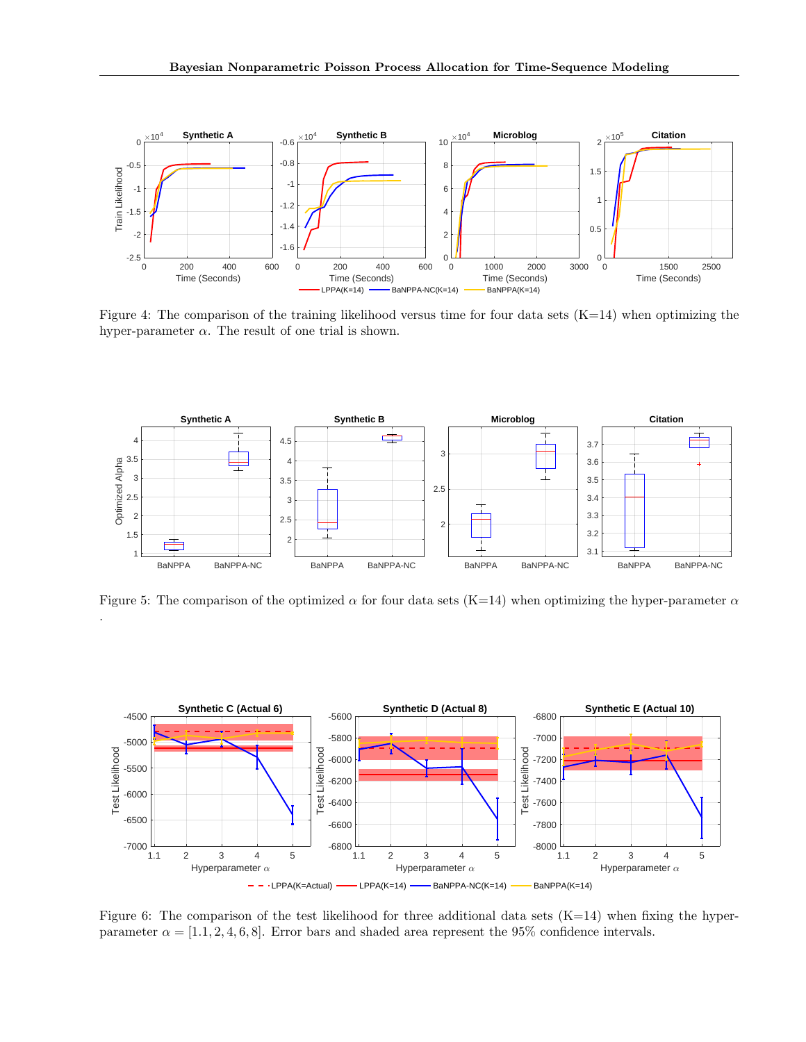Synthetic A

Synthetic B

Microblog

Citation

Train Likelihood

Time (Seconds)

LPPA(K=14) BaNPPA-NC(K=14) BaNPPA(K=14)

Figure 4: The comparison of the training likelihood versus time for four data sets (K=14) when optimizing the hyper-parameter $\alpha$. The result of one trial is shown.

Synthetic A

Synthetic B

Microblog

Citation

Optimized Alpha

BaNPPA BaNPPA-NC

Figure 5: The comparison of the optimized $\alpha$ for four data sets (K=14) when optimizing the hyper-parameter $\alpha$ .

Synthetic C (Actual 6)

Synthetic D (Actual 8)

Synthetic E (Actual 10)

Test Likelihood

Hyperparameter $\alpha$

LPPA(K=Actual) LPPA(K=14) BaNPPA-NC(K=14) BaNPPA(K=14)

Figure 6: The comparison of the test likelihood for three additional data sets (K=14) when fixing the hyper-parameter $\alpha = [1.1, 2, 4, 6, 8]$. Error bars and shaded area represent the 95% confidence intervals.